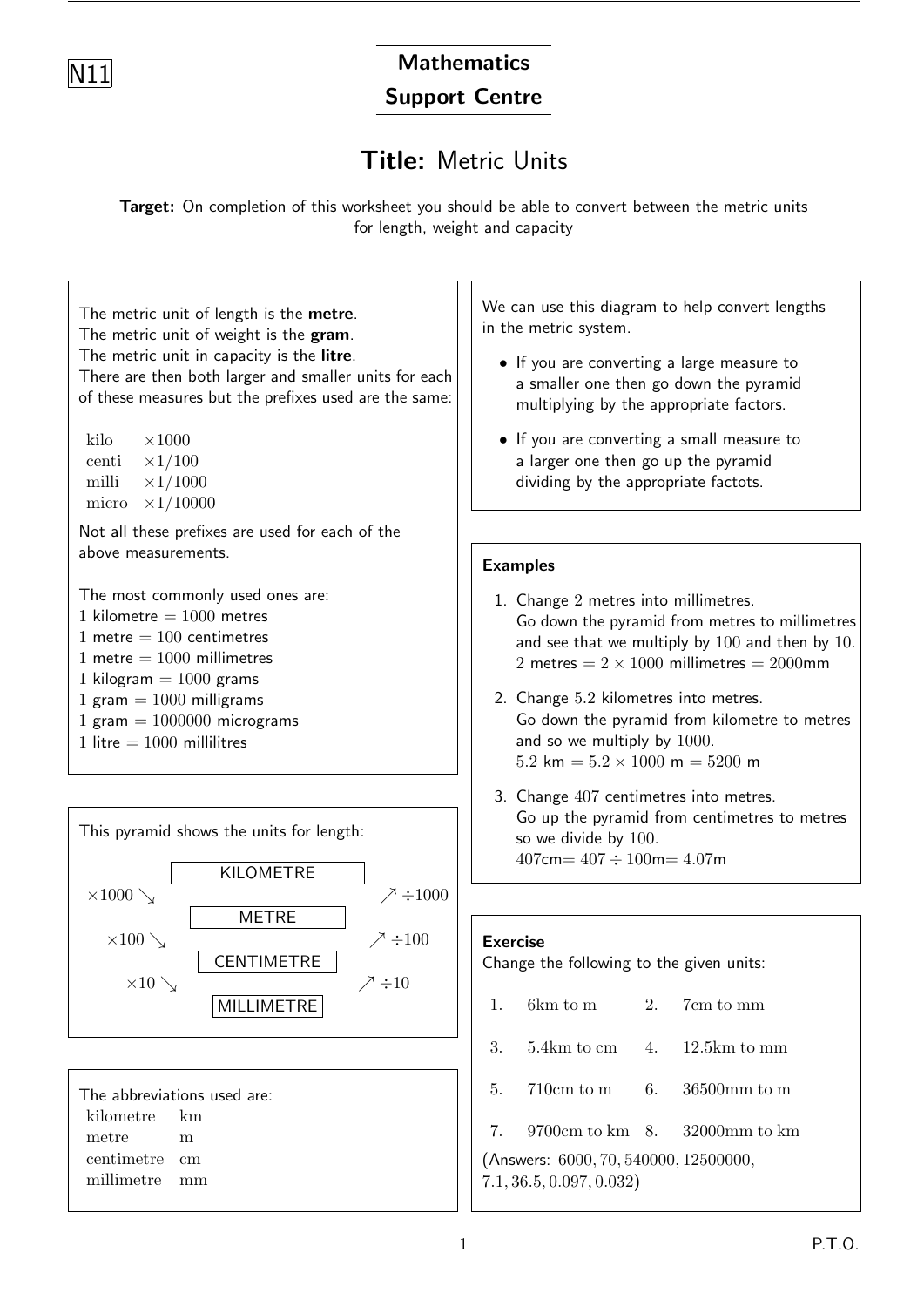N11

# Mathematics Support Centre

## Title: Metric Units

**Target:** On completion of this worksheet you should be able to convert between the metric units for length, weight and capacity

The metric unit of length is the **metre**.
The metric unit of weight is the **gram**.
The metric unit in capacity is the **litre**.
There are then both larger and smaller units for each of these measures but the prefixes used are the same:

| | |
|---|---|
| kilo | $\times 1000$ |
| centi | $\times 1/100$ |
| milli | $\times 1/1000$ |
| micro | $\times 1/10000$ |

Not all these prefixes are used for each of the above measurements.

The most commonly used ones are:
1 kilometre $= 1000$ metres
1 metre $= 100$ centimetres
1 metre $= 1000$ millimetres
1 kilogram $= 1000$ grams
1 gram $= 1000$ milligrams
1 gram $= 1000000$ micrograms
1 litre $= 1000$ millilitres

This pyramid shows the units for length:

| Down | Unit | Up |
|---|---|---|
| | KILOMETRE | |
| $\times 1000$ ↘ | | ↗ $\div 1000$ |
| | METRE | |
| $\times 100$ ↘ | | ↗ $\div 100$ |
| | CENTIMETRE | |
| $\times 10$ ↘ | | ↗ $\div 10$ |
| | MILLIMETRE | |

The abbreviations used are:

| | |
|---|---|
| kilometre | km |
| metre | m |
| centimetre | cm |
| millimetre | mm |

We can use this diagram to help convert lengths in the metric system.

- If you are converting a large measure to a smaller one then go down the pyramid multiplying by the appropriate factors.
- If you are converting a small measure to a larger one then go up the pyramid dividing by the appropriate factots.

**Examples**

1. Change 2 metres into millimetres.
   Go down the pyramid from metres to millimetres and see that we multiply by 100 and then by 10.
   2 metres $= 2 \times 1000$ millimetres $= 2000$mm
2. Change 5.2 kilometres into metres.
   Go down the pyramid from kilometre to metres and so we multiply by 1000.
   5.2 km $= 5.2 \times 1000$ m $= 5200$ m
3. Change 407 centimetres into metres.
   Go up the pyramid from centimetres to metres so we divide by 100.
   407cm$= 407 \div 100$m$= 4.07$m

**Exercise**
Change the following to the given units:

| | | | |
|---|---|---|---|
| 1. | 6km to m | 2. | 7cm to mm |
| 3. | 5.4km to cm | 4. | 12.5km to mm |
| 5. | 710cm to m | 6. | 36500mm to m |
| 7. | 9700cm to km | 8. | 32000mm to km |

(Answers: 6000, 70, 540000, 12500000, 7.1, 36.5, 0.097, 0.032)

P.T.O.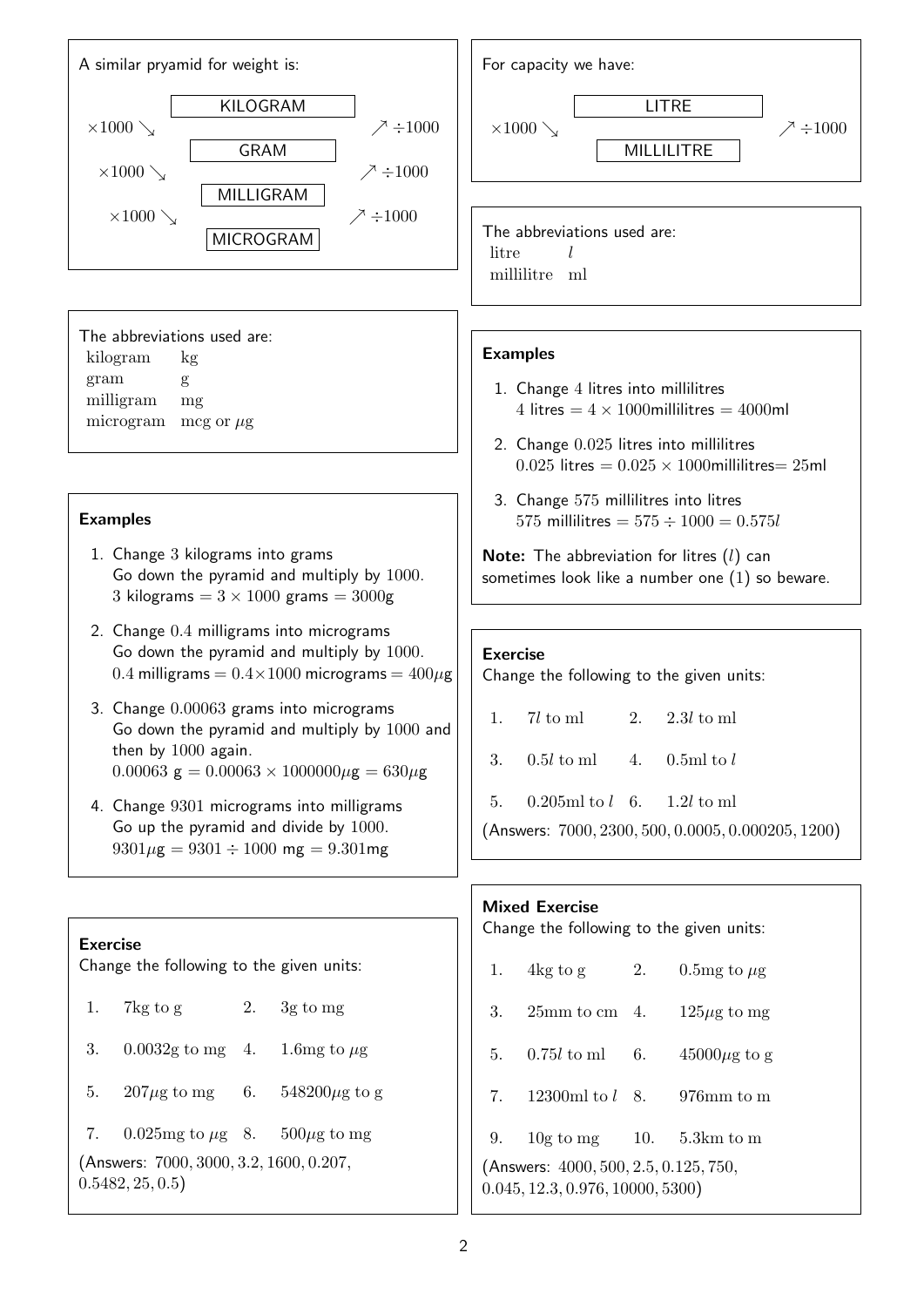A similar pryamid for weight is:

KILOGRAM

$\times 1000 \searrow$ $\nearrow \div 1000$

GRAM

$\times 1000 \searrow$ $\nearrow \div 1000$

MILLIGRAM

$\times 1000 \searrow$ $\nearrow \div 1000$

MICROGRAM

The abbreviations used are:

| | |
|---|---|
| kilogram | kg |
| gram | g |
| milligram | mg |
| microgram | mcg or $\mu$g |

**Examples**

1. Change 3 kilograms into grams
   Go down the pyramid and multiply by 1000.
   3 kilograms $= 3 \times 1000$ grams $= 3000$g
2. Change 0.4 milligrams into micrograms
   Go down the pyramid and multiply by 1000.
   0.4 milligrams $= 0.4 \times 1000$ micrograms $= 400\mu$g
3. Change 0.00063 grams into micrograms
   Go down the pyramid and multiply by 1000 and then by 1000 again.
   0.00063 g $= 0.00063 \times 1000000\mu$g $= 630\mu$g
4. Change 9301 micrograms into milligrams
   Go up the pyramid and divide by 1000.
   $9301\mu$g $= 9301 \div 1000$ mg $= 9.301$mg

**Exercise**

Change the following to the given units:

| | | | |
|---|---|---|---|
| 1. | 7kg to g | 2. | 3g to mg |
| 3. | 0.0032g to mg | 4. | 1.6mg to $\mu$g |
| 5. | 207$\mu$g to mg | 6. | 548200$\mu$g to g |
| 7. | 0.025mg to $\mu$g | 8. | 500$\mu$g to mg |

(Answers: 7000, 3000, 3.2, 1600, 0.207, 0.5482, 25, 0.5)

For capacity we have:

LITRE

$\times 1000 \searrow$ $\nearrow \div 1000$

MILLILITRE

The abbreviations used are:

| | |
|---|---|
| litre | $l$ |
| millilitre | ml |

**Examples**

1. Change 4 litres into millilitres
   4 litres $= 4 \times 1000$millilitres $= 4000$ml
2. Change 0.025 litres into millilitres
   0.025 litres $= 0.025 \times 1000$millilitres$= 25$ml
3. Change 575 millilitres into litres
   575 millilitres $= 575 \div 1000 = 0.575l$

**Note:** The abbreviation for litres ($l$) can sometimes look like a number one (1) so beware.

**Exercise**

Change the following to the given units:

| | | | |
|---|---|---|---|
| 1. | 7$l$ to ml | 2. | 2.3$l$ to ml |
| 3. | 0.5$l$ to ml | 4. | 0.5ml to $l$ |
| 5. | 0.205ml to $l$ | 6. | 1.2$l$ to ml |

(Answers: 7000, 2300, 500, 0.0005, 0.000205, 1200)

**Mixed Exercise**

Change the following to the given units:

| | | | |
|---|---|---|---|
| 1. | 4kg to g | 2. | 0.5mg to $\mu$g |
| 3. | 25mm to cm | 4. | 125$\mu$g to mg |
| 5. | 0.75$l$ to ml | 6. | 45000$\mu$g to g |
| 7. | 12300ml to $l$ | 8. | 976mm to m |
| 9. | 10g to mg | 10. | 5.3km to m |

(Answers: 4000, 500, 2.5, 0.125, 750, 0.045, 12.3, 0.976, 10000, 5300)